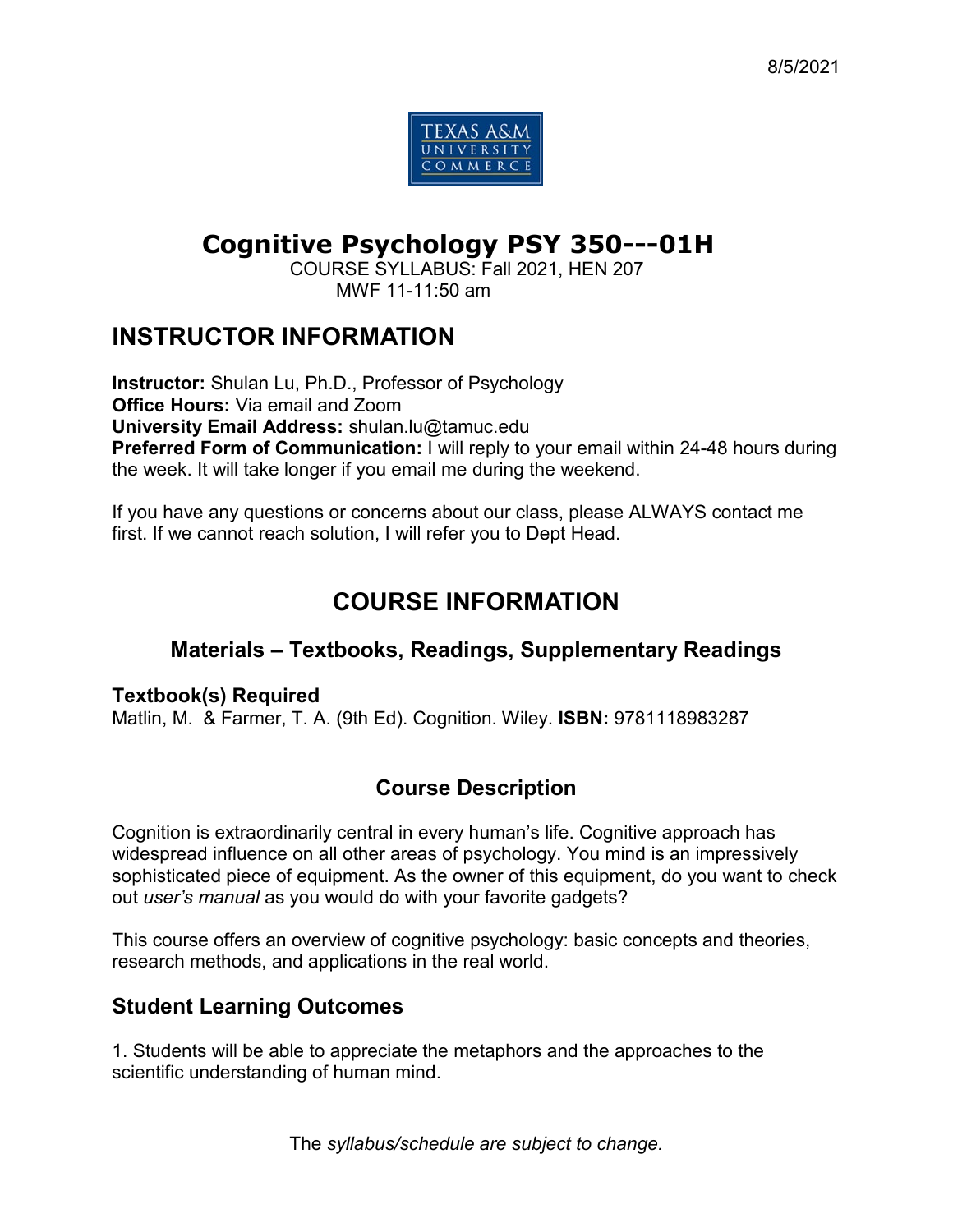8/5/2021

# Cognitive Psychology PSY 350---01H

COURSE SYLLABUS: Fall 2021, HEN 207
MWF 11-11:50 am

## INSTRUCTOR INFORMATION

**Instructor:** Shulan Lu, Ph.D., Professor of Psychology
**Office Hours:** Via email and Zoom
**University Email Address:** shulan.lu@tamuc.edu
**Preferred Form of Communication:** I will reply to your email within 24-48 hours during the week. It will take longer if you email me during the weekend.

If you have any questions or concerns about our class, please ALWAYS contact me first. If we cannot reach solution, I will refer you to Dept Head.

## COURSE INFORMATION

### Materials – Textbooks, Readings, Supplementary Readings

#### Textbook(s) Required

Matlin, M. & Farmer, T. A. (9th Ed). Cognition. Wiley. **ISBN:** 9781118983287

### Course Description

Cognition is extraordinarily central in every human's life. Cognitive approach has widespread influence on all other areas of psychology. You mind is an impressively sophisticated piece of equipment. As the owner of this equipment, do you want to check out *user's manual* as you would do with your favorite gadgets?

This course offers an overview of cognitive psychology: basic concepts and theories, research methods, and applications in the real world.

### Student Learning Outcomes

1. Students will be able to appreciate the metaphors and the approaches to the scientific understanding of human mind.

The *syllabus/schedule are subject to change.*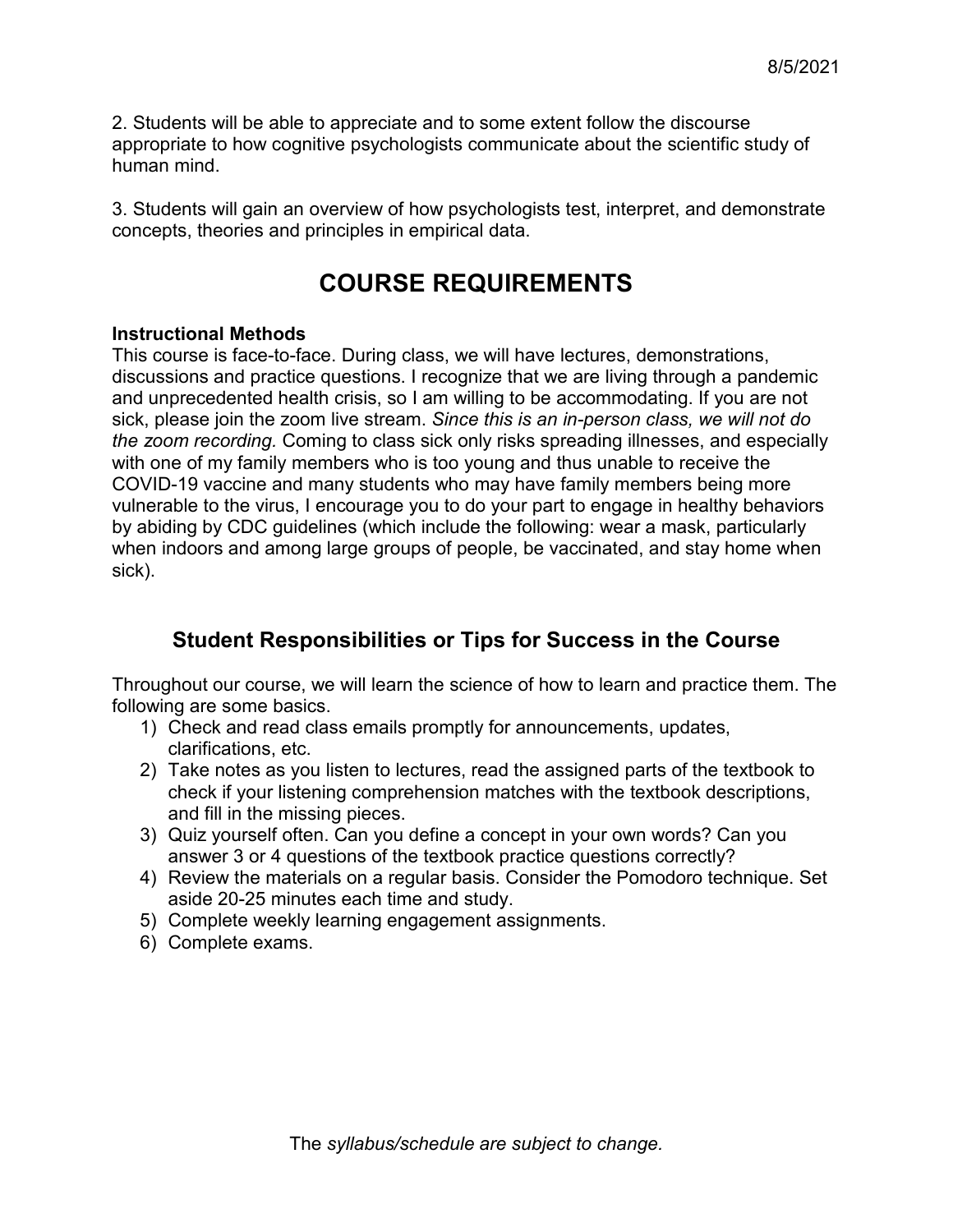2. Students will be able to appreciate and to some extent follow the discourse appropriate to how cognitive psychologists communicate about the scientific study of human mind.

3. Students will gain an overview of how psychologists test, interpret, and demonstrate concepts, theories and principles in empirical data.

# COURSE REQUIREMENTS

**Instructional Methods**

This course is face-to-face. During class, we will have lectures, demonstrations, discussions and practice questions. I recognize that we are living through a pandemic and unprecedented health crisis, so I am willing to be accommodating. If you are not sick, please join the zoom live stream. *Since this is an in-person class, we will not do the zoom recording.* Coming to class sick only risks spreading illnesses, and especially with one of my family members who is too young and thus unable to receive the COVID-19 vaccine and many students who may have family members being more vulnerable to the virus, I encourage you to do your part to engage in healthy behaviors by abiding by CDC guidelines (which include the following: wear a mask, particularly when indoors and among large groups of people, be vaccinated, and stay home when sick).

## Student Responsibilities or Tips for Success in the Course

Throughout our course, we will learn the science of how to learn and practice them. The following are some basics.

1) Check and read class emails promptly for announcements, updates, clarifications, etc.
2) Take notes as you listen to lectures, read the assigned parts of the textbook to check if your listening comprehension matches with the textbook descriptions, and fill in the missing pieces.
3) Quiz yourself often. Can you define a concept in your own words? Can you answer 3 or 4 questions of the textbook practice questions correctly?
4) Review the materials on a regular basis. Consider the Pomodoro technique. Set aside 20-25 minutes each time and study.
5) Complete weekly learning engagement assignments.
6) Complete exams.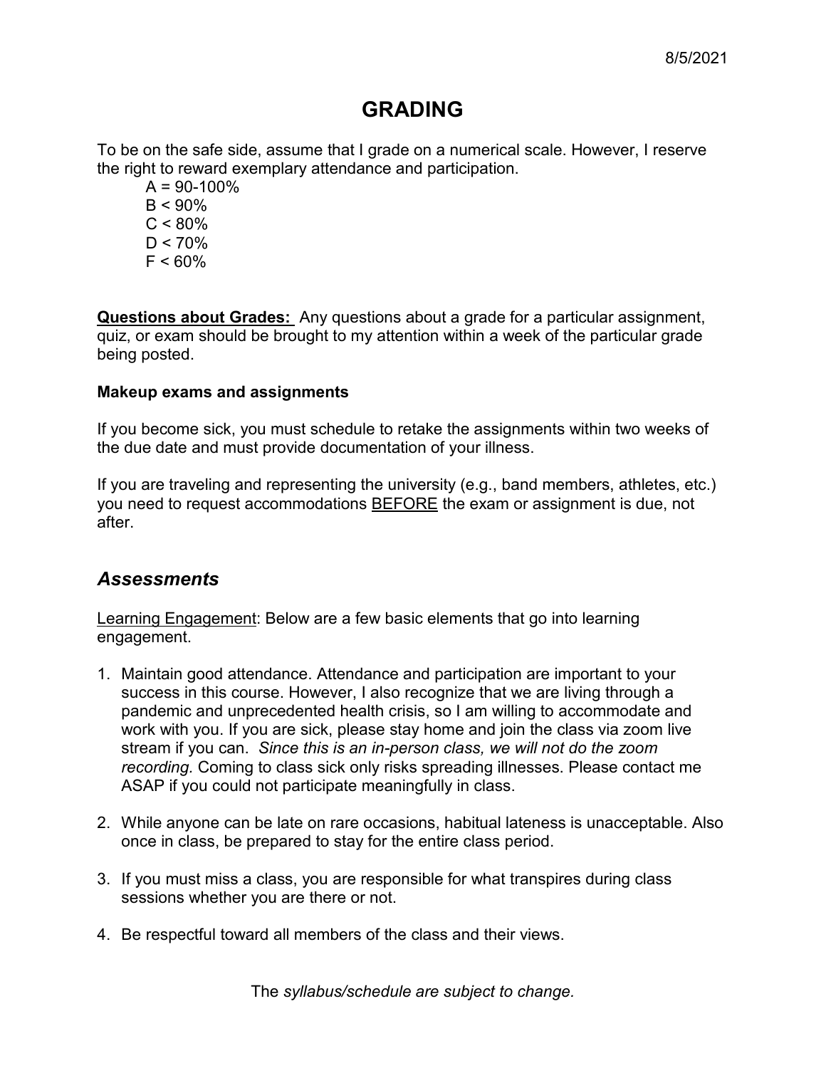8/5/2021

# GRADING

To be on the safe side, assume that I grade on a numerical scale. However, I reserve the right to reward exemplary attendance and participation.

A = 90-100%
B < 90%
C < 80%
D < 70%
F < 60%

**<u>Questions about Grades:</u>** Any questions about a grade for a particular assignment, quiz, or exam should be brought to my attention within a week of the particular grade being posted.

**Makeup exams and assignments**

If you become sick, you must schedule to retake the assignments within two weeks of the due date and must provide documentation of your illness.

If you are traveling and representing the university (e.g., band members, athletes, etc.) you need to request accommodations <u>BEFORE</u> the exam or assignment is due, not after.

## *Assessments*

<u>Learning Engagement</u>: Below are a few basic elements that go into learning engagement.

1. Maintain good attendance. Attendance and participation are important to your success in this course. However, I also recognize that we are living through a pandemic and unprecedented health crisis, so I am willing to accommodate and work with you. If you are sick, please stay home and join the class via zoom live stream if you can. *Since this is an in-person class, we will not do the zoom recording.* Coming to class sick only risks spreading illnesses. Please contact me ASAP if you could not participate meaningfully in class.

2. While anyone can be late on rare occasions, habitual lateness is unacceptable. Also once in class, be prepared to stay for the entire class period.

3. If you must miss a class, you are responsible for what transpires during class sessions whether you are there or not.

4. Be respectful toward all members of the class and their views.

The *syllabus/schedule are subject to change.*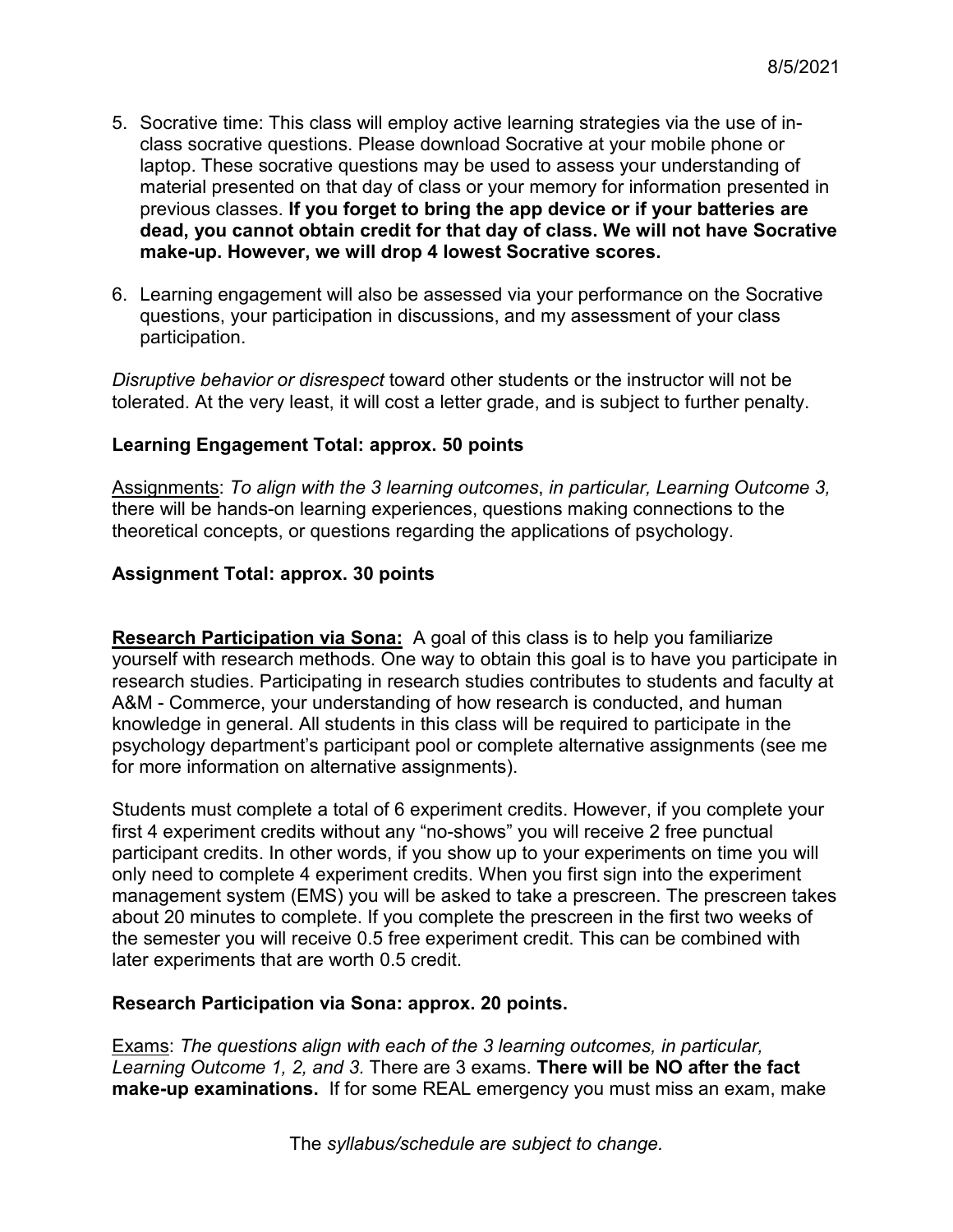5. Socrative time: This class will employ active learning strategies via the use of in-class socrative questions. Please download Socrative at your mobile phone or laptop. These socrative questions may be used to assess your understanding of material presented on that day of class or your memory for information presented in previous classes. **If you forget to bring the app device or if your batteries are dead, you cannot obtain credit for that day of class. We will not have Socrative make-up. However, we will drop 4 lowest Socrative scores.**

6. Learning engagement will also be assessed via your performance on the Socrative questions, your participation in discussions, and my assessment of your class participation.

*Disruptive behavior or disrespect* toward other students or the instructor will not be tolerated. At the very least, it will cost a letter grade, and is subject to further penalty.

**Learning Engagement Total: approx. 50 points**

<u>Assignments</u>: *To align with the 3 learning outcomes, in particular, Learning Outcome 3,* there will be hands-on learning experiences, questions making connections to the theoretical concepts, or questions regarding the applications of psychology.

**Assignment Total: approx. 30 points**

**<u>Research Participation via Sona:</u>** A goal of this class is to help you familiarize yourself with research methods. One way to obtain this goal is to have you participate in research studies. Participating in research studies contributes to students and faculty at A&M - Commerce, your understanding of how research is conducted, and human knowledge in general. All students in this class will be required to participate in the psychology department's participant pool or complete alternative assignments (see me for more information on alternative assignments).

Students must complete a total of 6 experiment credits. However, if you complete your first 4 experiment credits without any "no-shows" you will receive 2 free punctual participant credits. In other words, if you show up to your experiments on time you will only need to complete 4 experiment credits. When you first sign into the experiment management system (EMS) you will be asked to take a prescreen. The prescreen takes about 20 minutes to complete. If you complete the prescreen in the first two weeks of the semester you will receive 0.5 free experiment credit. This can be combined with later experiments that are worth 0.5 credit.

**Research Participation via Sona: approx. 20 points.**

<u>Exams</u>: *The questions align with each of the 3 learning outcomes, in particular, Learning Outcome 1, 2, and 3.* There are 3 exams. **There will be NO after the fact make-up examinations.** If for some REAL emergency you must miss an exam, make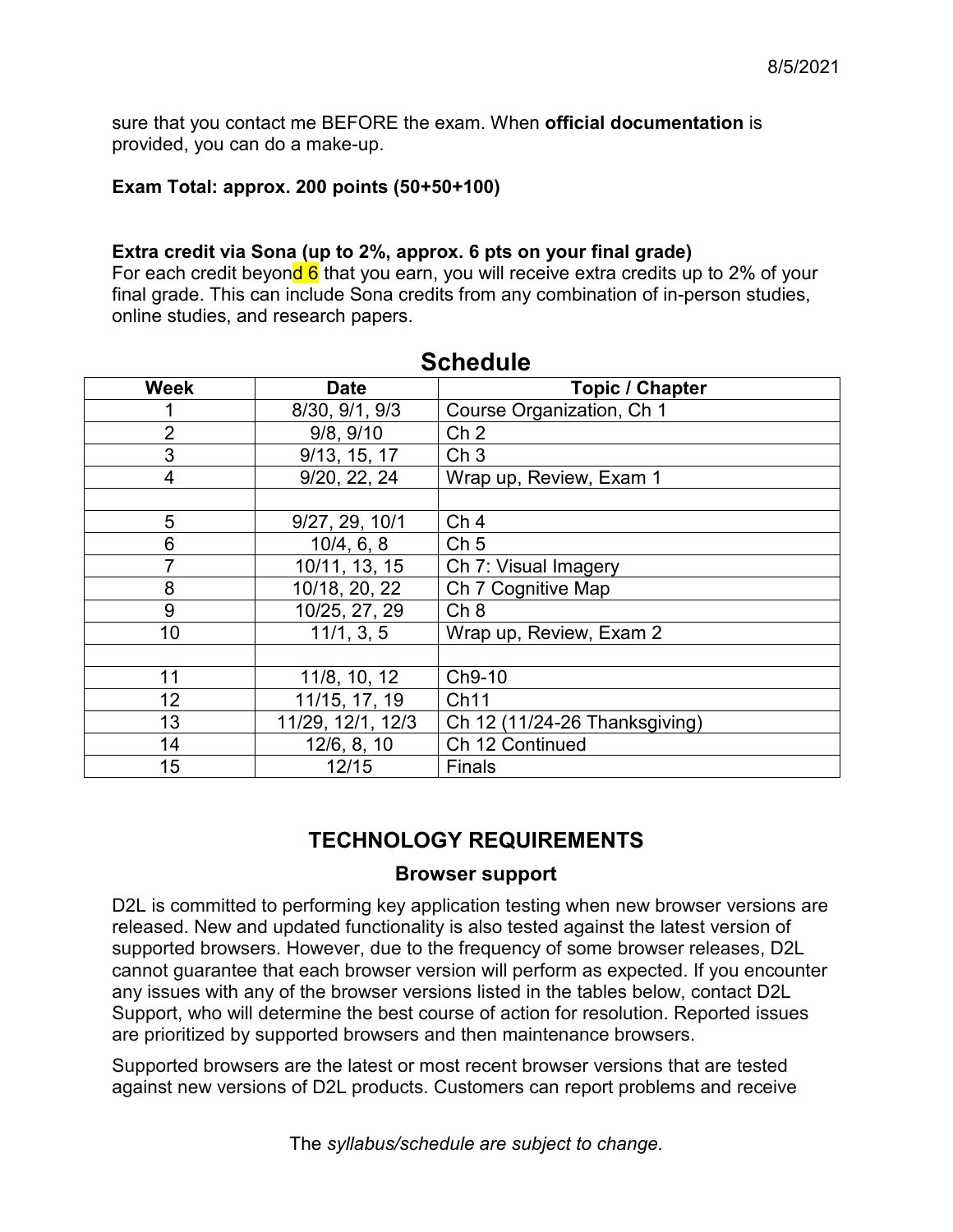sure that you contact me BEFORE the exam. When **official documentation** is provided, you can do a make-up.

**Exam Total: approx. 200 points (50+50+100)**

**Extra credit via Sona (up to 2%, approx. 6 pts on your final grade)**
For each credit beyond 6 that you earn, you will receive extra credits up to 2% of your final grade. This can include Sona credits from any combination of in-person studies, online studies, and research papers.

## Schedule

| Week | Date | Topic / Chapter |
|---|---|---|
| 1 | 8/30, 9/1, 9/3 | Course Organization, Ch 1 |
| 2 | 9/8, 9/10 | Ch 2 |
| 3 | 9/13, 15, 17 | Ch 3 |
| 4 | 9/20, 22, 24 | Wrap up, Review, Exam 1 |
| | | |
| 5 | 9/27, 29, 10/1 | Ch 4 |
| 6 | 10/4, 6, 8 | Ch 5 |
| 7 | 10/11, 13, 15 | Ch 7: Visual Imagery |
| 8 | 10/18, 20, 22 | Ch 7 Cognitive Map |
| 9 | 10/25, 27, 29 | Ch 8 |
| 10 | 11/1, 3, 5 | Wrap up, Review, Exam 2 |
| | | |
| 11 | 11/8, 10, 12 | Ch9-10 |
| 12 | 11/15, 17, 19 | Ch11 |
| 13 | 11/29, 12/1, 12/3 | Ch 12 (11/24-26 Thanksgiving) |
| 14 | 12/6, 8, 10 | Ch 12 Continued |
| 15 | 12/15 | Finals |

## TECHNOLOGY REQUIREMENTS

### Browser support

D2L is committed to performing key application testing when new browser versions are released. New and updated functionality is also tested against the latest version of supported browsers. However, due to the frequency of some browser releases, D2L cannot guarantee that each browser version will perform as expected. If you encounter any issues with any of the browser versions listed in the tables below, contact D2L Support, who will determine the best course of action for resolution. Reported issues are prioritized by supported browsers and then maintenance browsers.

Supported browsers are the latest or most recent browser versions that are tested against new versions of D2L products. Customers can report problems and receive

The *syllabus/schedule are subject to change.*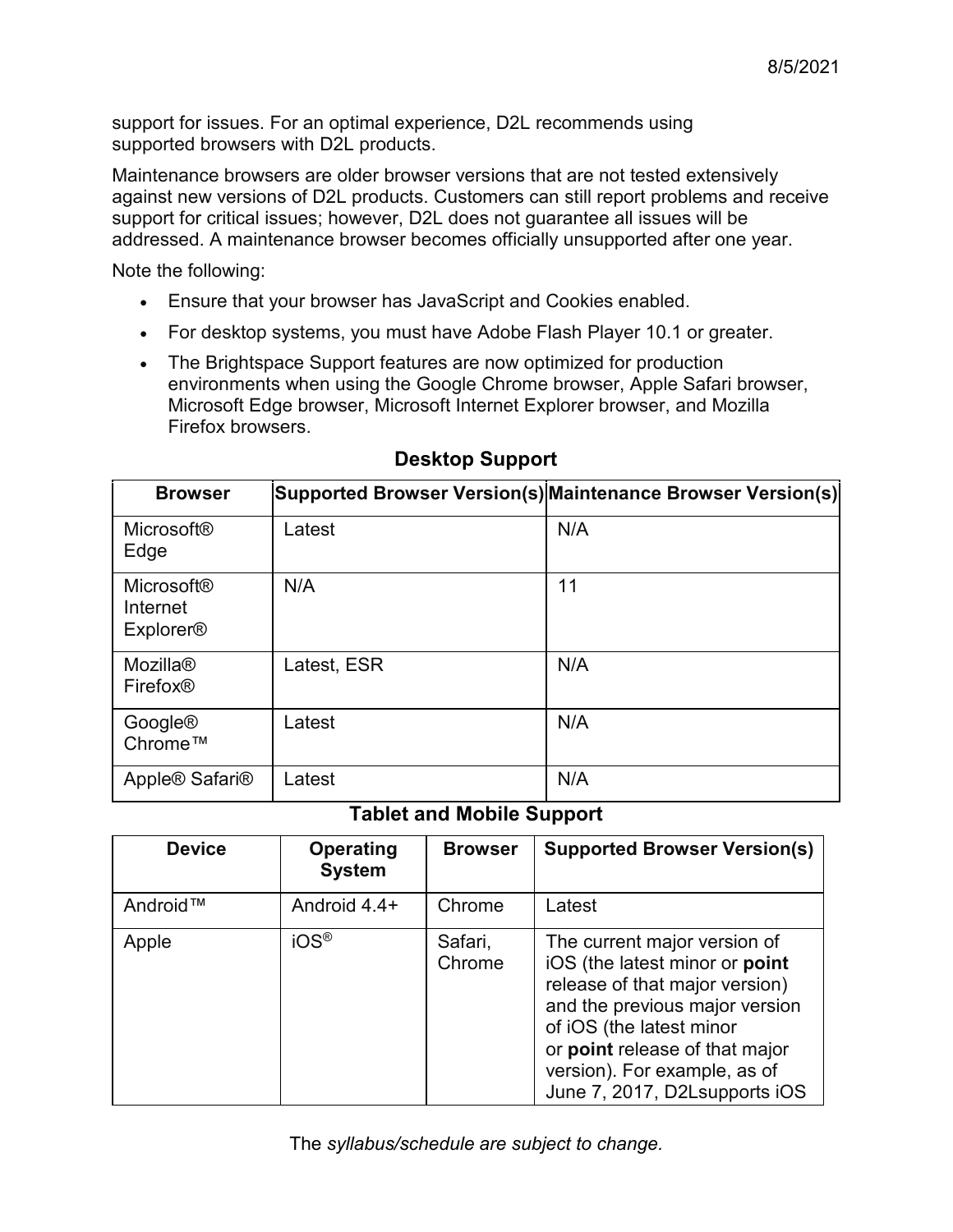support for issues. For an optimal experience, D2L recommends using supported browsers with D2L products.

Maintenance browsers are older browser versions that are not tested extensively against new versions of D2L products. Customers can still report problems and receive support for critical issues; however, D2L does not guarantee all issues will be addressed. A maintenance browser becomes officially unsupported after one year.

Note the following:

- Ensure that your browser has JavaScript and Cookies enabled.
- For desktop systems, you must have Adobe Flash Player 10.1 or greater.
- The Brightspace Support features are now optimized for production environments when using the Google Chrome browser, Apple Safari browser, Microsoft Edge browser, Microsoft Internet Explorer browser, and Mozilla Firefox browsers.

### Desktop Support

| Browser | Supported Browser Version(s) | Maintenance Browser Version(s) |
|---|---|---|
| Microsoft® Edge | Latest | N/A |
| Microsoft® Internet Explorer® | N/A | 11 |
| Mozilla® Firefox® | Latest, ESR | N/A |
| Google® Chrome™ | Latest | N/A |
| Apple® Safari® | Latest | N/A |

### Tablet and Mobile Support

| Device | Operating System | Browser | Supported Browser Version(s) |
|---|---|---|---|
| Android™ | Android 4.4+ | Chrome | Latest |
| Apple | iOS® | Safari, Chrome | The current major version of iOS (the latest minor or **point** release of that major version) and the previous major version of iOS (the latest minor or **point** release of that major version). For example, as of June 7, 2017, D2Lsupports iOS |

The *syllabus/schedule are subject to change.*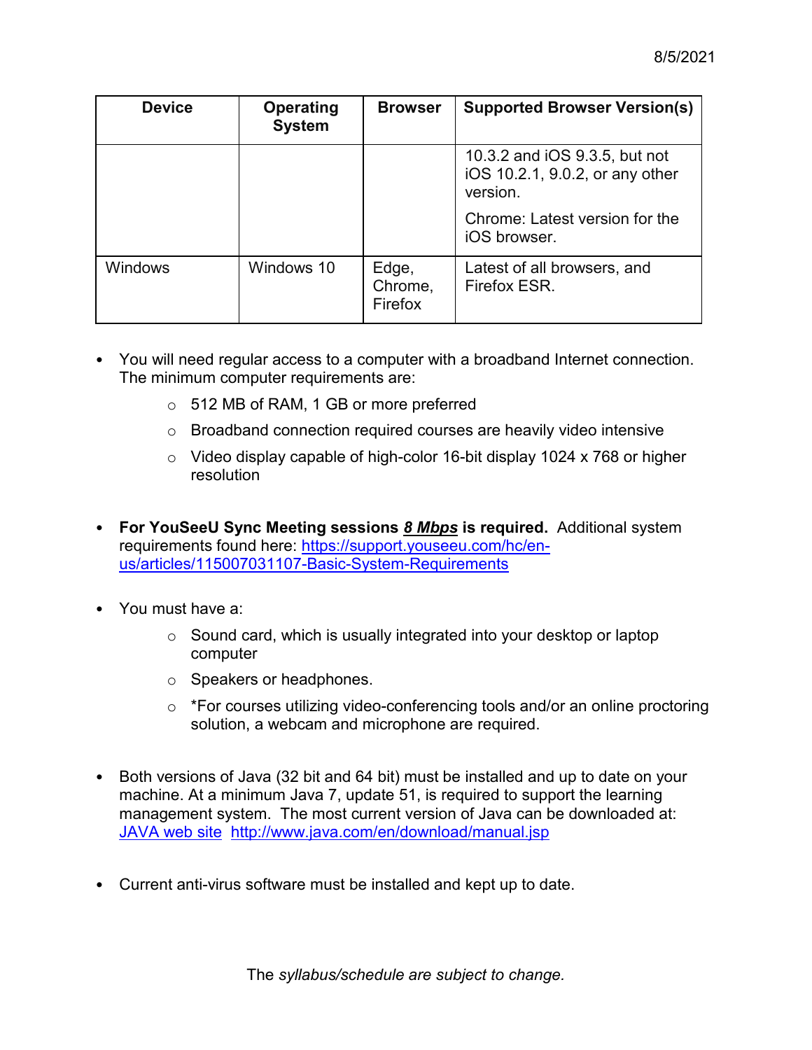8/5/2021

| Device | Operating System | Browser | Supported Browser Version(s) |
| --- | --- | --- | --- |
| | | | 10.3.2 and iOS 9.3.5, but not iOS 10.2.1, 9.0.2, or any other version.<br><br>Chrome: Latest version for the iOS browser. |
| Windows | Windows 10 | Edge, Chrome, Firefox | Latest of all browsers, and Firefox ESR. |

- You will need regular access to a computer with a broadband Internet connection. The minimum computer requirements are:
  - 512 MB of RAM, 1 GB or more preferred
  - Broadband connection required courses are heavily video intensive
  - Video display capable of high-color 16-bit display 1024 x 768 or higher resolution

- **For YouSeeU Sync Meeting sessions _8 Mbps_ is required.** Additional system requirements found here: [https://support.youseeu.com/hc/en-us/articles/115007031107-Basic-System-Requirements](https://support.youseeu.com/hc/en-us/articles/115007031107-Basic-System-Requirements)

- You must have a:
  - Sound card, which is usually integrated into your desktop or laptop computer
  - Speakers or headphones.
  - *For courses utilizing video-conferencing tools and/or an online proctoring solution, a webcam and microphone are required.

- Both versions of Java (32 bit and 64 bit) must be installed and up to date on your machine. At a minimum Java 7, update 51, is required to support the learning management system. The most current version of Java can be downloaded at: [JAVA web site](http://www.java.com/en/download/manual.jsp) [http://www.java.com/en/download/manual.jsp](http://www.java.com/en/download/manual.jsp)

- Current anti-virus software must be installed and kept up to date.

The *syllabus/schedule are subject to change.*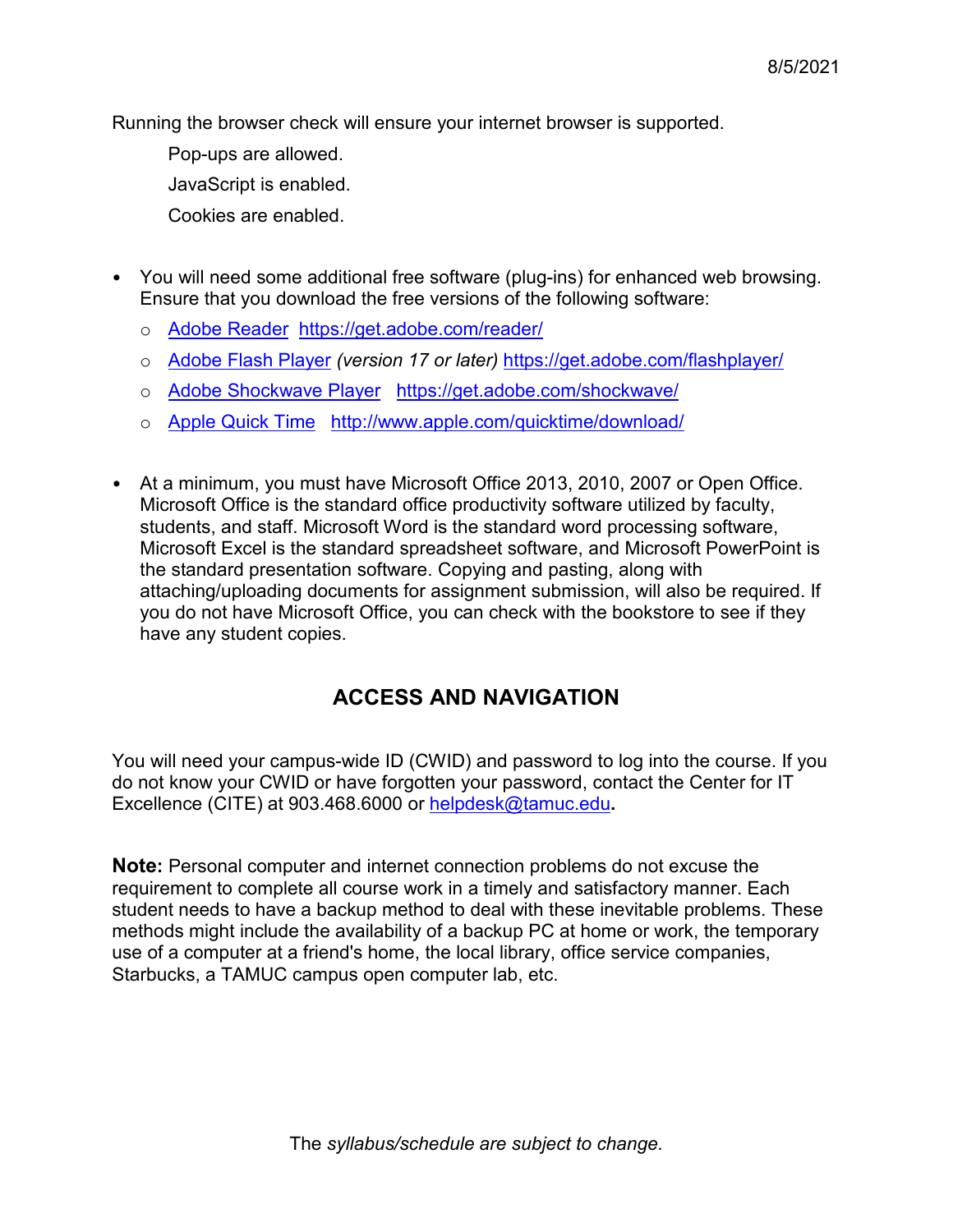Running the browser check will ensure your internet browser is supported.

Pop-ups are allowed.

JavaScript is enabled.

Cookies are enabled.

- You will need some additional free software (plug-ins) for enhanced web browsing. Ensure that you download the free versions of the following software:
    - [Adobe Reader](https://get.adobe.com/reader/) https://get.adobe.com/reader/
    - [Adobe Flash Player](https://get.adobe.com/flashplayer/) *(version 17 or later)* https://get.adobe.com/flashplayer/
    - [Adobe Shockwave Player](https://get.adobe.com/shockwave/) https://get.adobe.com/shockwave/
    - [Apple Quick Time](http://www.apple.com/quicktime/download/) http://www.apple.com/quicktime/download/

- At a minimum, you must have Microsoft Office 2013, 2010, 2007 or Open Office. Microsoft Office is the standard office productivity software utilized by faculty, students, and staff. Microsoft Word is the standard word processing software, Microsoft Excel is the standard spreadsheet software, and Microsoft PowerPoint is the standard presentation software. Copying and pasting, along with attaching/uploading documents for assignment submission, will also be required. If you do not have Microsoft Office, you can check with the bookstore to see if they have any student copies.

## ACCESS AND NAVIGATION

You will need your campus-wide ID (CWID) and password to log into the course. If you do not know your CWID or have forgotten your password, contact the Center for IT Excellence (CITE) at 903.468.6000 or [helpdesk@tamuc.edu](mailto:helpdesk@tamuc.edu)**.**

**Note:** Personal computer and internet connection problems do not excuse the requirement to complete all course work in a timely and satisfactory manner. Each student needs to have a backup method to deal with these inevitable problems. These methods might include the availability of a backup PC at home or work, the temporary use of a computer at a friend's home, the local library, office service companies, Starbucks, a TAMUC campus open computer lab, etc.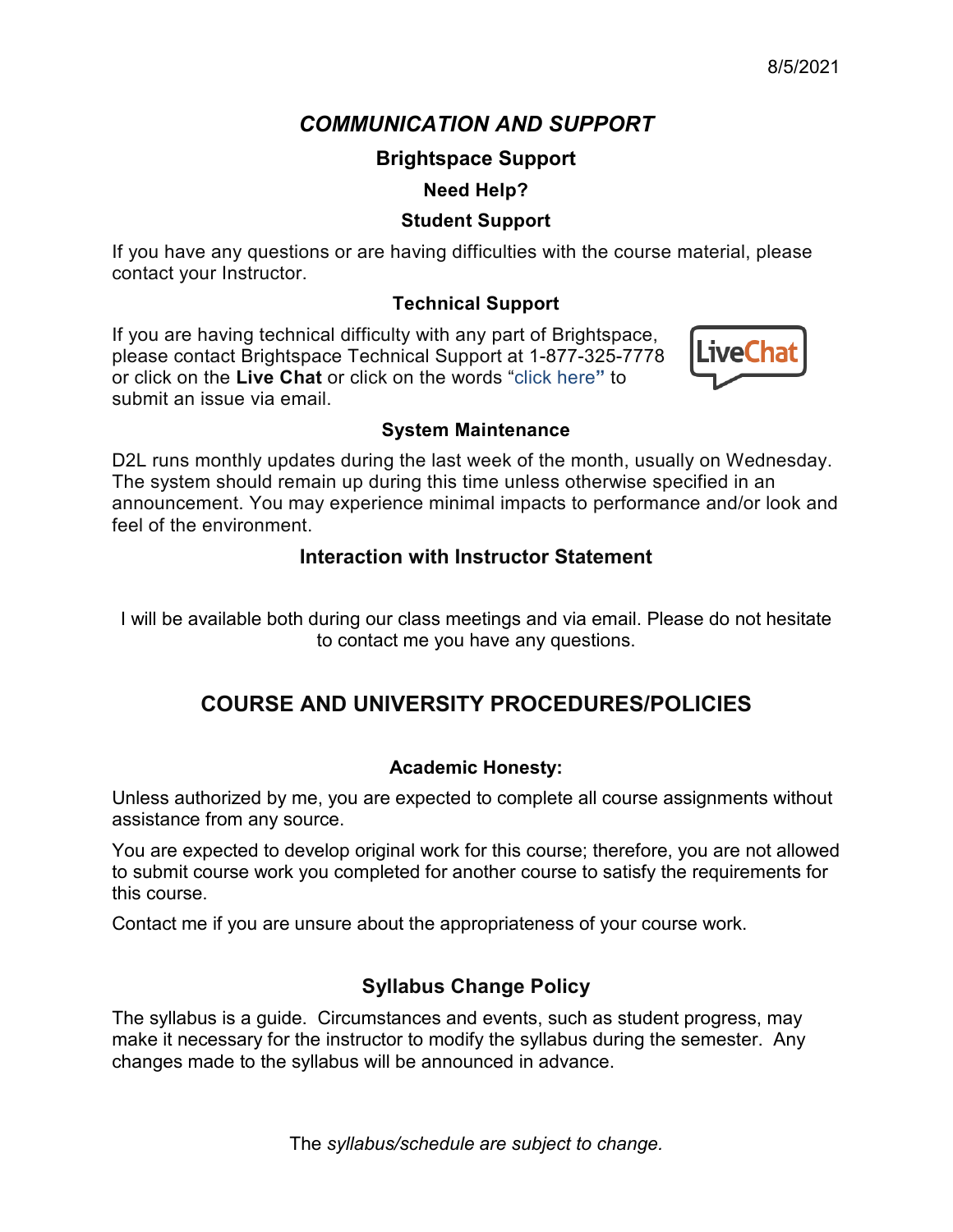8/5/2021

## *COMMUNICATION AND SUPPORT*

### Brightspace Support

#### Need Help?

#### Student Support

If you have any questions or are having difficulties with the course material, please contact your Instructor.

#### Technical Support

If you are having technical difficulty with any part of Brightspace, please contact Brightspace Technical Support at 1-877-325-7778 or click on the **Live Chat** or click on the words "click here**"** to submit an issue via email.

LiveChat

#### System Maintenance

D2L runs monthly updates during the last week of the month, usually on Wednesday. The system should remain up during this time unless otherwise specified in an announcement. You may experience minimal impacts to performance and/or look and feel of the environment.

### Interaction with Instructor Statement

I will be available both during our class meetings and via email. Please do not hesitate to contact me you have any questions.

## COURSE AND UNIVERSITY PROCEDURES/POLICIES

#### Academic Honesty:

Unless authorized by me, you are expected to complete all course assignments without assistance from any source.

You are expected to develop original work for this course; therefore, you are not allowed to submit course work you completed for another course to satisfy the requirements for this course.

Contact me if you are unsure about the appropriateness of your course work.

### Syllabus Change Policy

The syllabus is a guide. Circumstances and events, such as student progress, may make it necessary for the instructor to modify the syllabus during the semester. Any changes made to the syllabus will be announced in advance.

The *syllabus/schedule are subject to change.*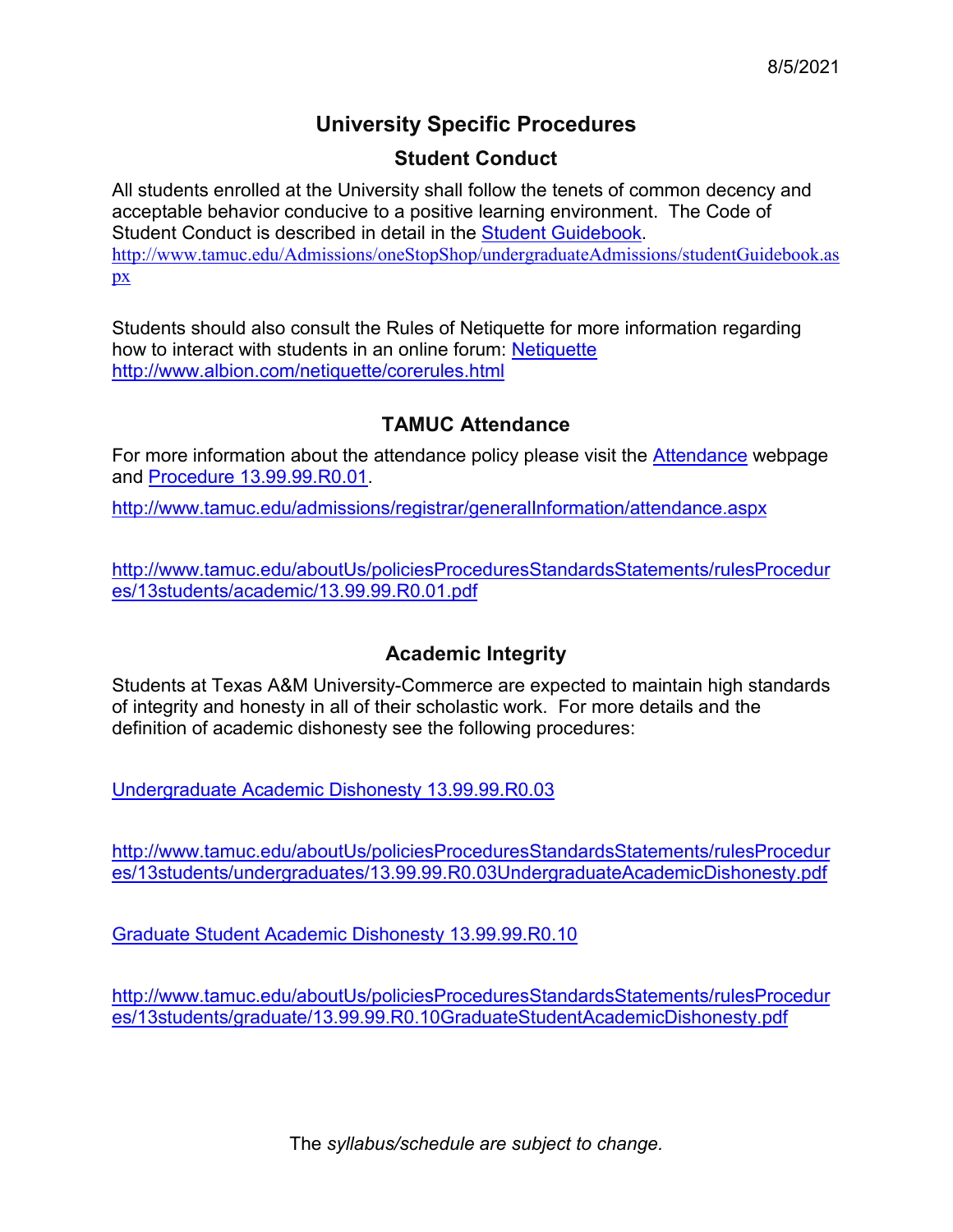8/5/2021

# University Specific Procedures

## Student Conduct

All students enrolled at the University shall follow the tenets of common decency and acceptable behavior conducive to a positive learning environment. The Code of Student Conduct is described in detail in the [Student Guidebook](http://www.tamuc.edu/Admissions/oneStopShop/undergraduateAdmissions/studentGuidebook.aspx).
http://www.tamuc.edu/Admissions/oneStopShop/undergraduateAdmissions/studentGuidebook.aspx

Students should also consult the Rules of Netiquette for more information regarding how to interact with students in an online forum: [Netiquette](http://www.albion.com/netiquette/corerules.html)
http://www.albion.com/netiquette/corerules.html

## TAMUC Attendance

For more information about the attendance policy please visit the [Attendance](http://www.tamuc.edu/admissions/registrar/generalInformation/attendance.aspx) webpage and [Procedure 13.99.99.R0.01](http://www.tamuc.edu/aboutUs/policiesProceduresStandardsStatements/rulesProcedures/13students/academic/13.99.99.R0.01.pdf).

http://www.tamuc.edu/admissions/registrar/generalInformation/attendance.aspx

http://www.tamuc.edu/aboutUs/policiesProceduresStandardsStatements/rulesProcedures/13students/academic/13.99.99.R0.01.pdf

## Academic Integrity

Students at Texas A&M University-Commerce are expected to maintain high standards of integrity and honesty in all of their scholastic work. For more details and the definition of academic dishonesty see the following procedures:

[Undergraduate Academic Dishonesty 13.99.99.R0.03](http://www.tamuc.edu/aboutUs/policiesProceduresStandardsStatements/rulesProcedures/13students/undergraduates/13.99.99.R0.03UndergraduateAcademicDishonesty.pdf)

http://www.tamuc.edu/aboutUs/policiesProceduresStandardsStatements/rulesProcedures/13students/undergraduates/13.99.99.R0.03UndergraduateAcademicDishonesty.pdf

[Graduate Student Academic Dishonesty 13.99.99.R0.10](http://www.tamuc.edu/aboutUs/policiesProceduresStandardsStatements/rulesProcedures/13students/graduate/13.99.99.R0.10GraduateStudentAcademicDishonesty.pdf)

http://www.tamuc.edu/aboutUs/policiesProceduresStandardsStatements/rulesProcedures/13students/graduate/13.99.99.R0.10GraduateStudentAcademicDishonesty.pdf

The *syllabus/schedule are subject to change.*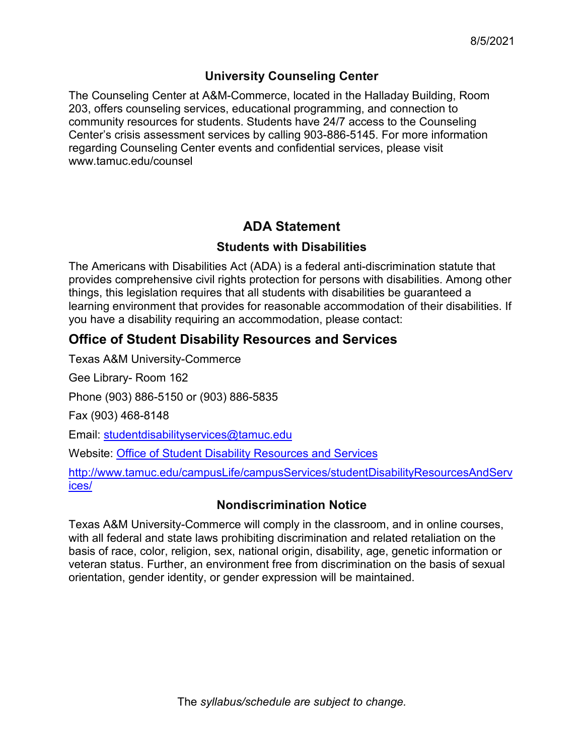8/5/2021

### University Counseling Center

The Counseling Center at A&M-Commerce, located in the Halladay Building, Room 203, offers counseling services, educational programming, and connection to community resources for students. Students have 24/7 access to the Counseling Center's crisis assessment services by calling 903-886-5145. For more information regarding Counseling Center events and confidential services, please visit www.tamuc.edu/counsel

## ADA Statement

### Students with Disabilities

The Americans with Disabilities Act (ADA) is a federal anti-discrimination statute that provides comprehensive civil rights protection for persons with disabilities. Among other things, this legislation requires that all students with disabilities be guaranteed a learning environment that provides for reasonable accommodation of their disabilities. If you have a disability requiring an accommodation, please contact:

## Office of Student Disability Resources and Services

Texas A&M University-Commerce

Gee Library- Room 162

Phone (903) 886-5150 or (903) 886-5835

Fax (903) 468-8148

Email: studentdisabilityservices@tamuc.edu

Website: Office of Student Disability Resources and Services

http://www.tamuc.edu/campusLife/campusServices/studentDisabilityResourcesAndServices/

### Nondiscrimination Notice

Texas A&M University-Commerce will comply in the classroom, and in online courses, with all federal and state laws prohibiting discrimination and related retaliation on the basis of race, color, religion, sex, national origin, disability, age, genetic information or veteran status. Further, an environment free from discrimination on the basis of sexual orientation, gender identity, or gender expression will be maintained.

The *syllabus/schedule are subject to change.*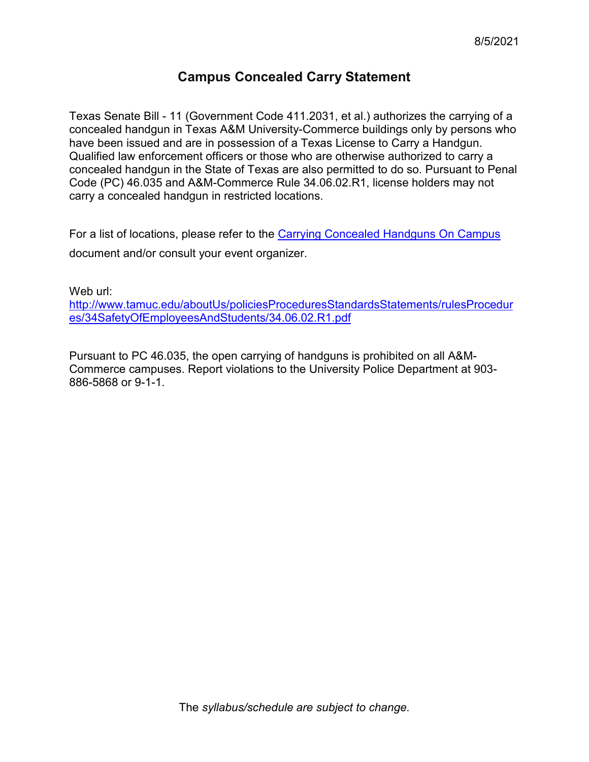8/5/2021

## Campus Concealed Carry Statement

Texas Senate Bill - 11 (Government Code 411.2031, et al.) authorizes the carrying of a concealed handgun in Texas A&M University-Commerce buildings only by persons who have been issued and are in possession of a Texas License to Carry a Handgun. Qualified law enforcement officers or those who are otherwise authorized to carry a concealed handgun in the State of Texas are also permitted to do so. Pursuant to Penal Code (PC) 46.035 and A&M-Commerce Rule 34.06.02.R1, license holders may not carry a concealed handgun in restricted locations.

For a list of locations, please refer to the [Carrying Concealed Handguns On Campus](http://www.tamuc.edu/aboutUs/policiesProceduresStandardsStatements/rulesProcedures/34SafetyOfEmployeesAndStudents/34.06.02.R1.pdf) document and/or consult your event organizer.

Web url:
[http://www.tamuc.edu/aboutUs/policiesProceduresStandardsStatements/rulesProcedures/34SafetyOfEmployeesAndStudents/34.06.02.R1.pdf](http://www.tamuc.edu/aboutUs/policiesProceduresStandardsStatements/rulesProcedures/34SafetyOfEmployeesAndStudents/34.06.02.R1.pdf)

Pursuant to PC 46.035, the open carrying of handguns is prohibited on all A&M-Commerce campuses. Report violations to the University Police Department at 903-886-5868 or 9-1-1.

The *syllabus/schedule are subject to change.*